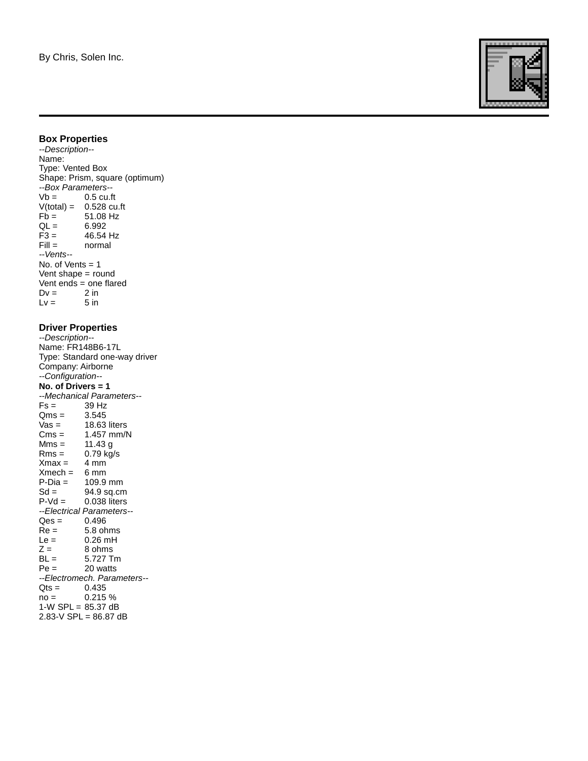By Chris, Solen Inc.

### Box Properties

*--Description--*
Name:
Type: Vented Box
Shape: Prism, square (optimum)
*--Box Parameters--*
Vb = 0.5 cu.ft
V(total) = 0.528 cu.ft
Fb = 51.08 Hz
QL = 6.992
F3 = 46.54 Hz
Fill = normal
*--Vents--*
No. of Vents = 1
Vent shape = round
Vent ends = one flared
Dv = 2 in
Lv = 5 in

### Driver Properties

*--Description--*
Name: FR148B6-17L
Type: Standard one-way driver
Company: Airborne
*--Configuration--*
**No. of Drivers = 1**
*--Mechanical Parameters--*
Fs = 39 Hz
Qms = 3.545
Vas = 18.63 liters
Cms = 1.457 mm/N
Mms = 11.43 g
Rms = 0.79 kg/s
Xmax = 4 mm
Xmech = 6 mm
P-Dia = 109.9 mm
Sd = 94.9 sq.cm
P-Vd = 0.038 liters
*--Electrical Parameters--*
Qes = 0.496
Re = 5.8 ohms
Le = 0.26 mH
Z = 8 ohms
BL = 5.727 Tm
Pe = 20 watts
*--Electromech. Parameters--*
Qts = 0.435
no = 0.215 %
1-W SPL = 85.37 dB
2.83-V SPL = 86.87 dB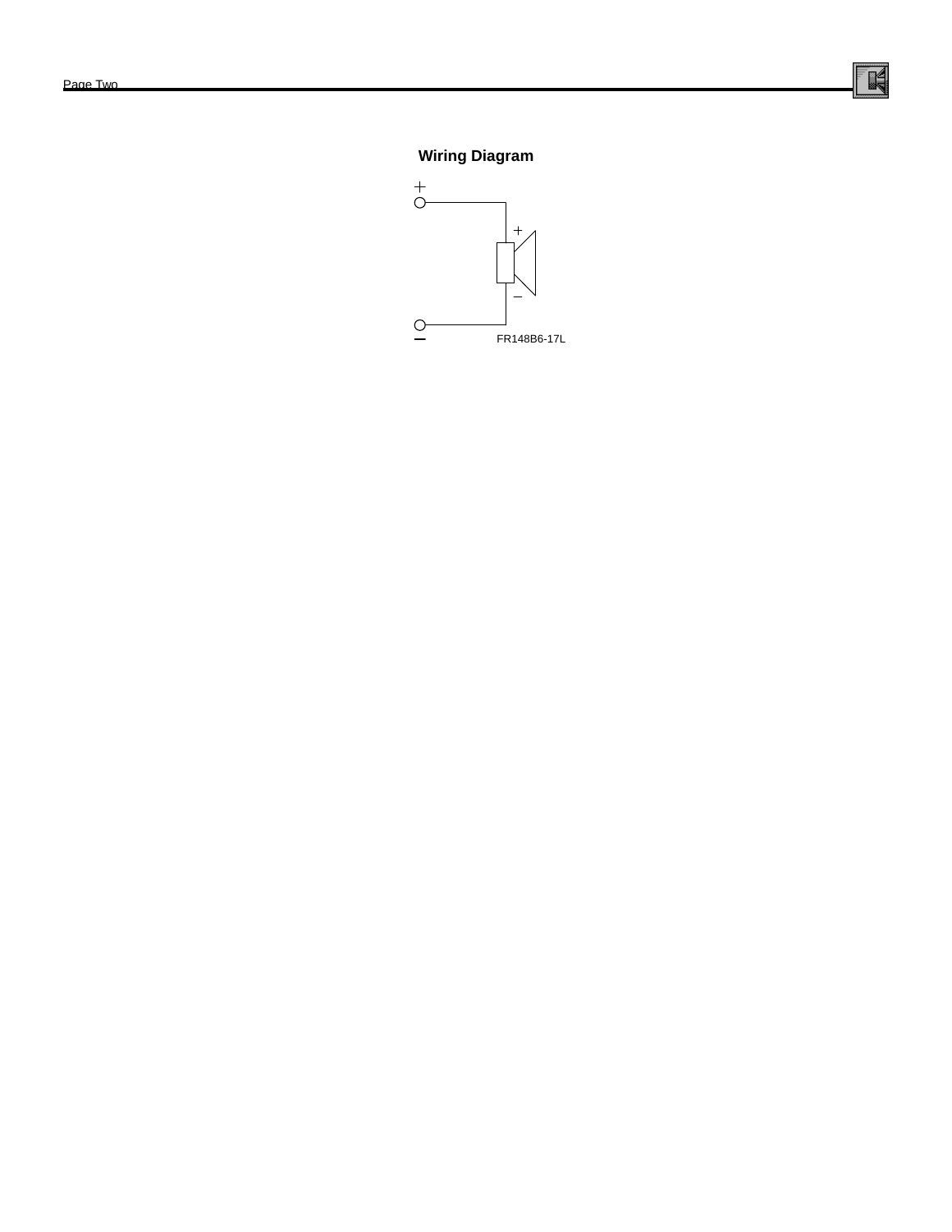## Wiring Diagram

+

−

FR148B6-17L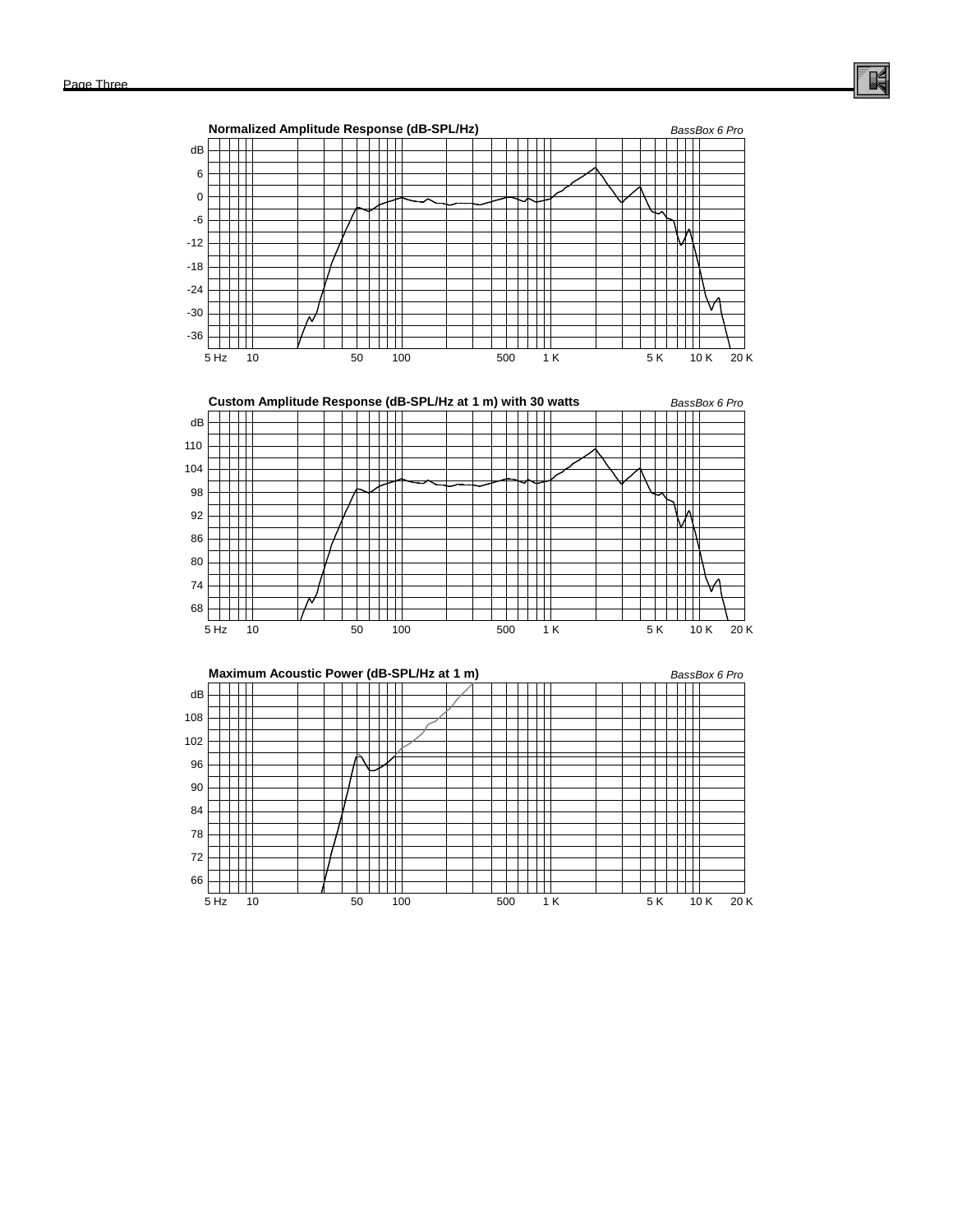**Normalized Amplitude Response (dB-SPL/Hz)** *BassBox 6 Pro*

dB: 6, 0, -6, -12, -18, -24, -30, -36

5 Hz, 10, 50, 100, 500, 1 K, 5 K, 10 K, 20 K

**Custom Amplitude Response (dB-SPL/Hz at 1 m) with 30 watts** *BassBox 6 Pro*

dB: 110, 104, 98, 92, 86, 80, 74, 68

5 Hz, 10, 50, 100, 500, 1 K, 5 K, 10 K, 20 K

**Maximum Acoustic Power (dB-SPL/Hz at 1 m)** *BassBox 6 Pro*

dB: 108, 102, 96, 90, 84, 78, 72, 66

5 Hz, 10, 50, 100, 500, 1 K, 5 K, 10 K, 20 K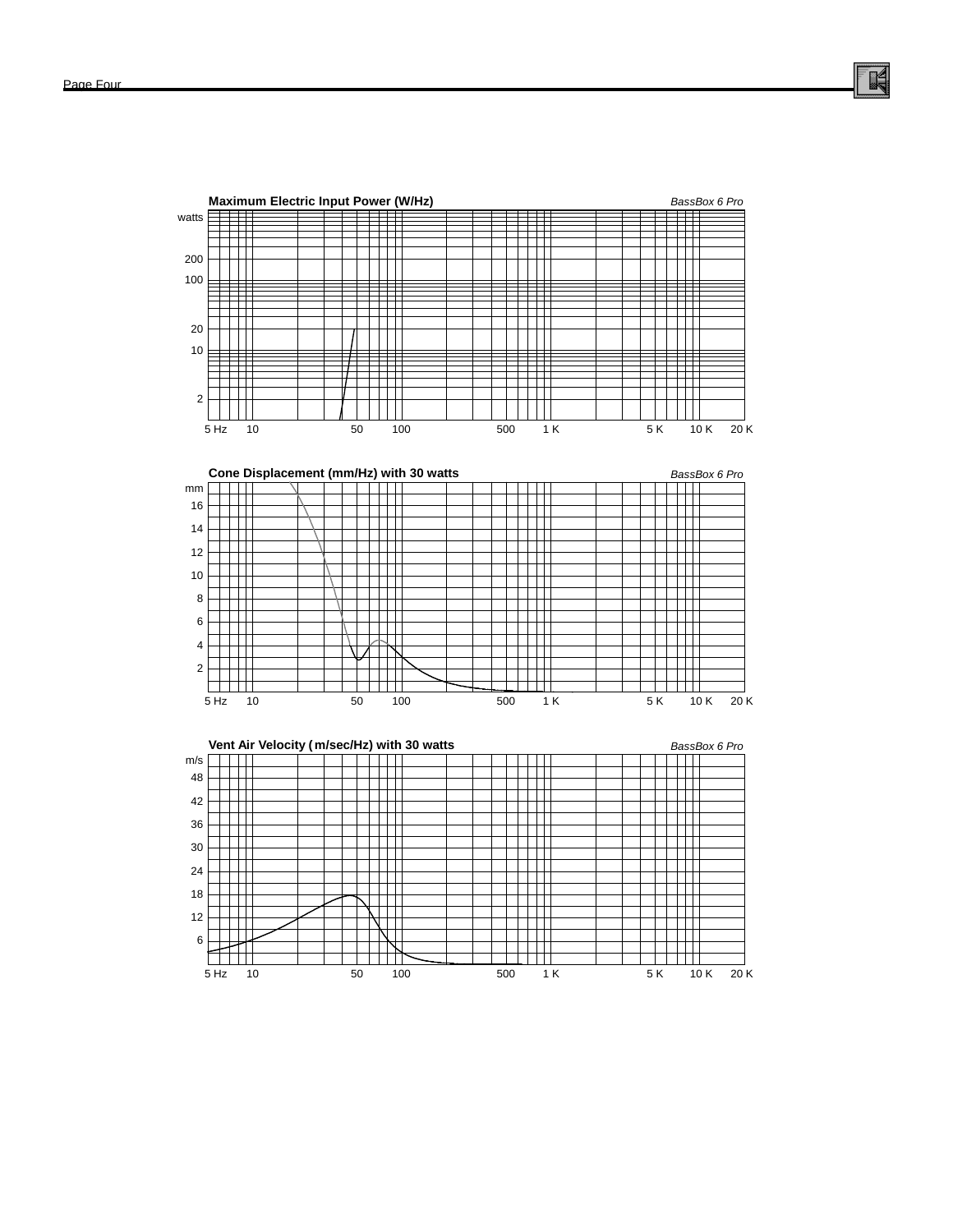**Maximum Electric Input Power (W/Hz)** *BassBox 6 Pro*

watts

200
100
20
10
2

5 Hz 10 50 100 500 1 K 5 K 10 K 20 K

**Cone Displacement (mm/Hz) with 30 watts** *BassBox 6 Pro*

mm
16
14
12
10
8
6
4
2

5 Hz 10 50 100 500 1 K 5 K 10 K 20 K

**Vent Air Velocity ( m/sec/Hz) with 30 watts** *BassBox 6 Pro*

m/s
48
42
36
30
24
18
12
6

5 Hz 10 50 100 500 1 K 5 K 10 K 20 K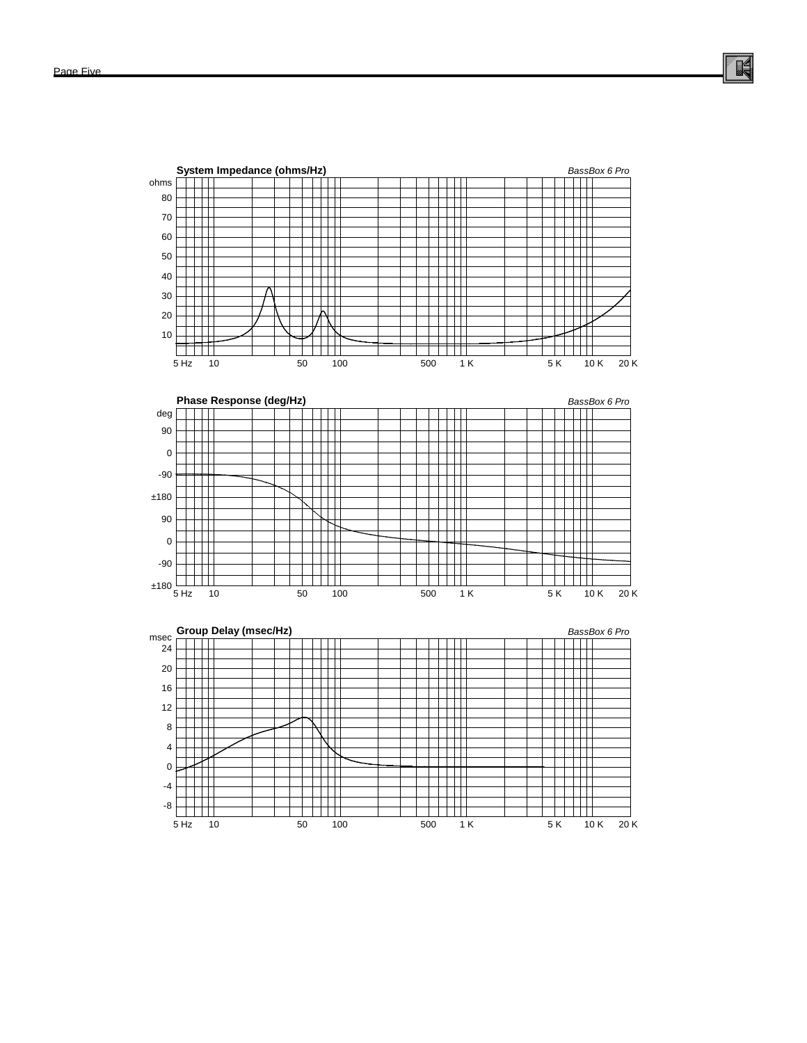**System Impedance (ohms/Hz)** *BassBox 6 Pro*

ohms: 80, 70, 60, 50, 40, 30, 20, 10

5 Hz, 10, 50, 100, 500, 1 K, 5 K, 10 K, 20 K

**Phase Response (deg/Hz)** *BassBox 6 Pro*

deg: 90, 0, -90, ±180, 90, 0, -90, ±180

5 Hz, 10, 50, 100, 500, 1 K, 5 K, 10 K, 20 K

**Group Delay (msec/Hz)** *BassBox 6 Pro*

msec: 24, 20, 16, 12, 8, 4, 0, -4, -8

5 Hz, 10, 50, 100, 500, 1 K, 5 K, 10 K, 20 K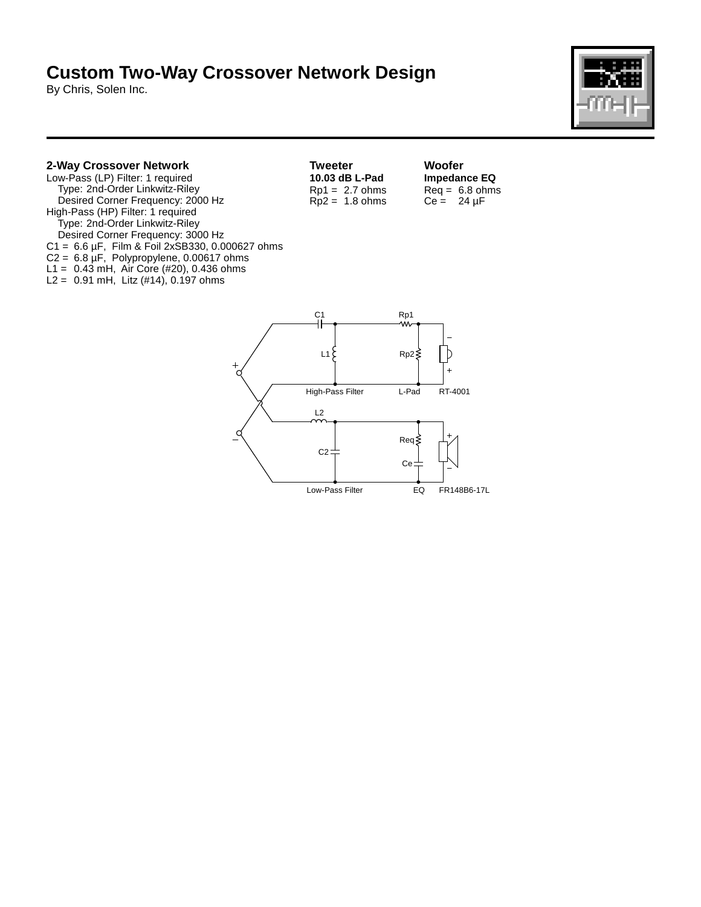# Custom Two-Way Crossover Network Design

By Chris, Solen Inc.

### 2-Way Crossover Network

Low-Pass (LP) Filter: 1 required
  Type: 2nd-Order Linkwitz-Riley
  Desired Corner Frequency: 2000 Hz
High-Pass (HP) Filter: 1 required
  Type: 2nd-Order Linkwitz-Riley
  Desired Corner Frequency: 3000 Hz
C1 = 6.6 µF, Film & Foil 2xSB330, 0.000627 ohms
C2 = 6.8 µF, Polypropylene, 0.00617 ohms
L1 = 0.43 mH, Air Core (#20), 0.436 ohms
L2 = 0.91 mH, Litz (#14), 0.197 ohms

### Tweeter

**10.03 dB L-Pad**
Rp1 = 2.7 ohms
Rp2 = 1.8 ohms

### Woofer

**Impedance EQ**
Req = 6.8 ohms
Ce = 24 µF

C1 Rp1 L1 Rp2 – + High-Pass Filter L-Pad RT-4001 + – L2 Req + C2 Ce – Low-Pass Filter EQ FR148B6-17L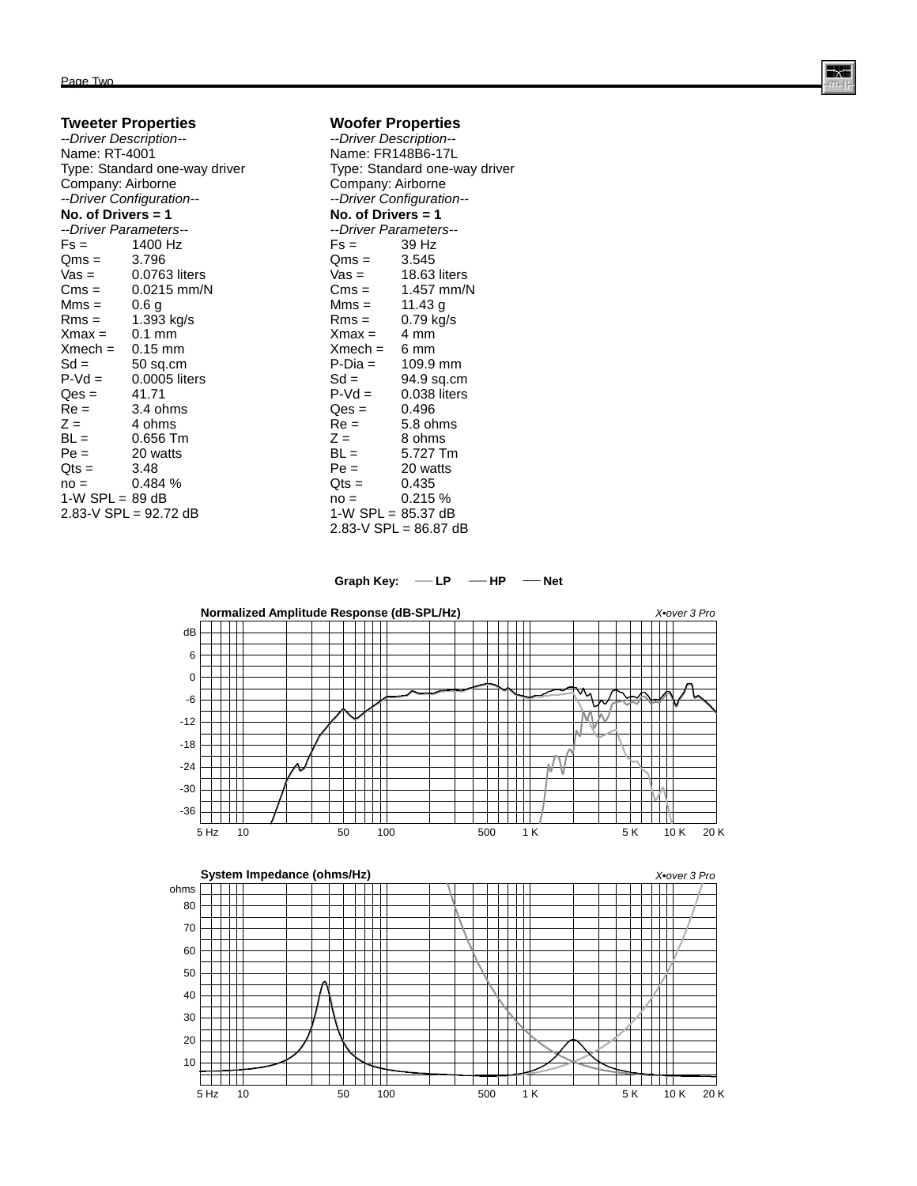## Tweeter Properties

*--Driver Description--*
Name: RT-4001
Type: Standard one-way driver
Company: Airborne
*--Driver Configuration--*
**No. of Drivers = 1**
*--Driver Parameters--*

| | |
|---|---|
| Fs = | 1400 Hz |
| Qms = | 3.796 |
| Vas = | 0.0763 liters |
| Cms = | 0.0215 mm/N |
| Mms = | 0.6 g |
| Rms = | 1.393 kg/s |
| Xmax = | 0.1 mm |
| Xmech = | 0.15 mm |
| Sd = | 50 sq.cm |
| P-Vd = | 0.0005 liters |
| Qes = | 41.71 |
| Re = | 3.4 ohms |
| Z = | 4 ohms |
| BL = | 0.656 Tm |
| Pe = | 20 watts |
| Qts = | 3.48 |
| no = | 0.484 % |
| 1-W SPL = | 89 dB |

2.83-V SPL = 92.72 dB

## Woofer Properties

*--Driver Description--*
Name: FR148B6-17L
Type: Standard one-way driver
Company: Airborne
*--Driver Configuration--*
**No. of Drivers = 1**
*--Driver Parameters--*

| | |
|---|---|
| Fs = | 39 Hz |
| Qms = | 3.545 |
| Vas = | 18.63 liters |
| Cms = | 1.457 mm/N |
| Mms = | 11.43 g |
| Rms = | 0.79 kg/s |
| Xmax = | 4 mm |
| Xmech = | 6 mm |
| P-Dia = | 109.9 mm |
| Sd = | 94.9 sq.cm |
| P-Vd = | 0.038 liters |
| Qes = | 0.496 |
| Re = | 5.8 ohms |
| Z = | 8 ohms |
| BL = | 5.727 Tm |
| Pe = | 20 watts |
| Qts = | 0.435 |
| no = | 0.215 % |
| 1-W SPL = | 85.37 dB |

2.83-V SPL = 86.87 dB

**Graph Key:** LP HP Net

**Normalized Amplitude Response (dB-SPL/Hz)** *X•over 3 Pro*

**System Impedance (ohms/Hz)** *X•over 3 Pro*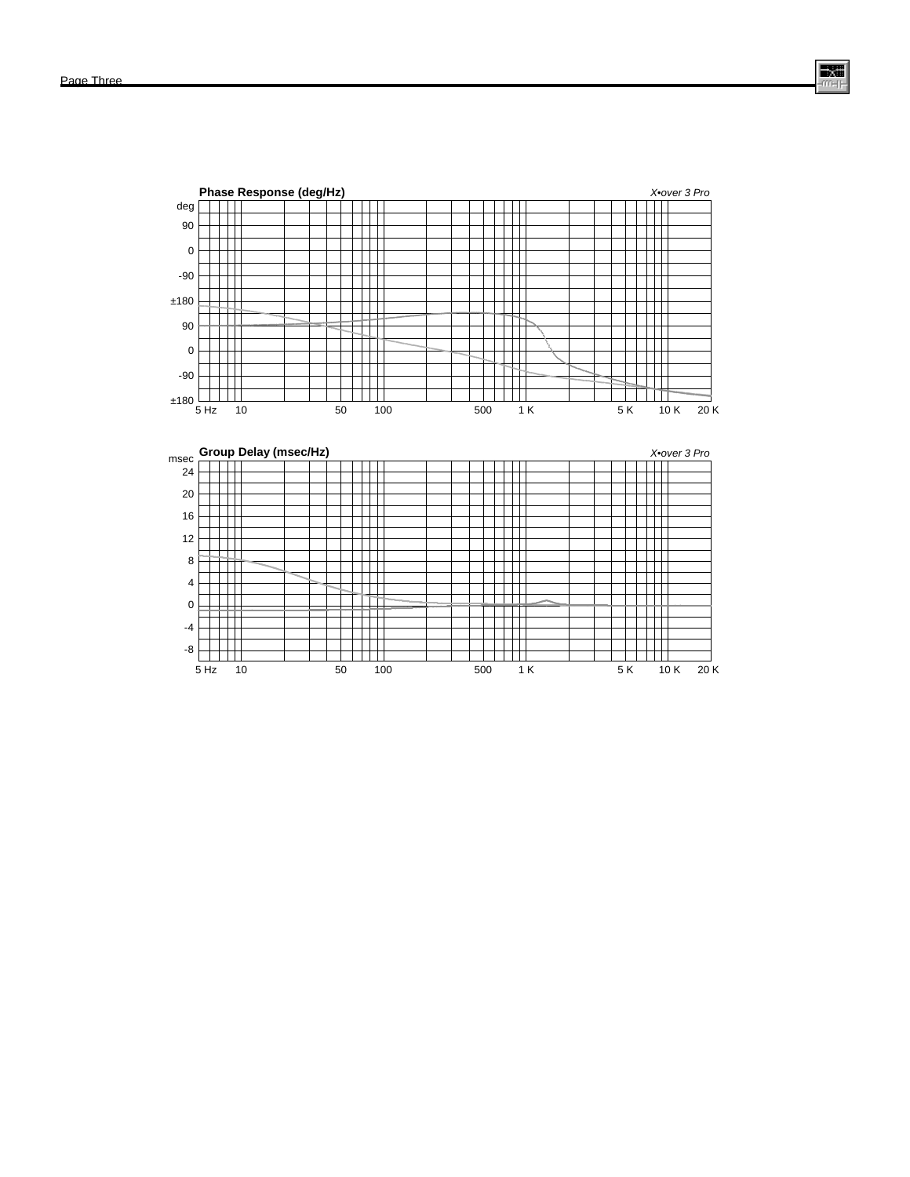**Phase Response (deg/Hz)**

*X•over 3 Pro*

deg
90
0
-90
±180
90
0
-90
±180

5 Hz 10 50 100 500 1 K 5 K 10 K 20 K

**Group Delay (msec/Hz)**

*X•over 3 Pro*

msec
24
20
16
12
8
4
0
-4
-8

5 Hz 10 50 100 500 1 K 5 K 10 K 20 K